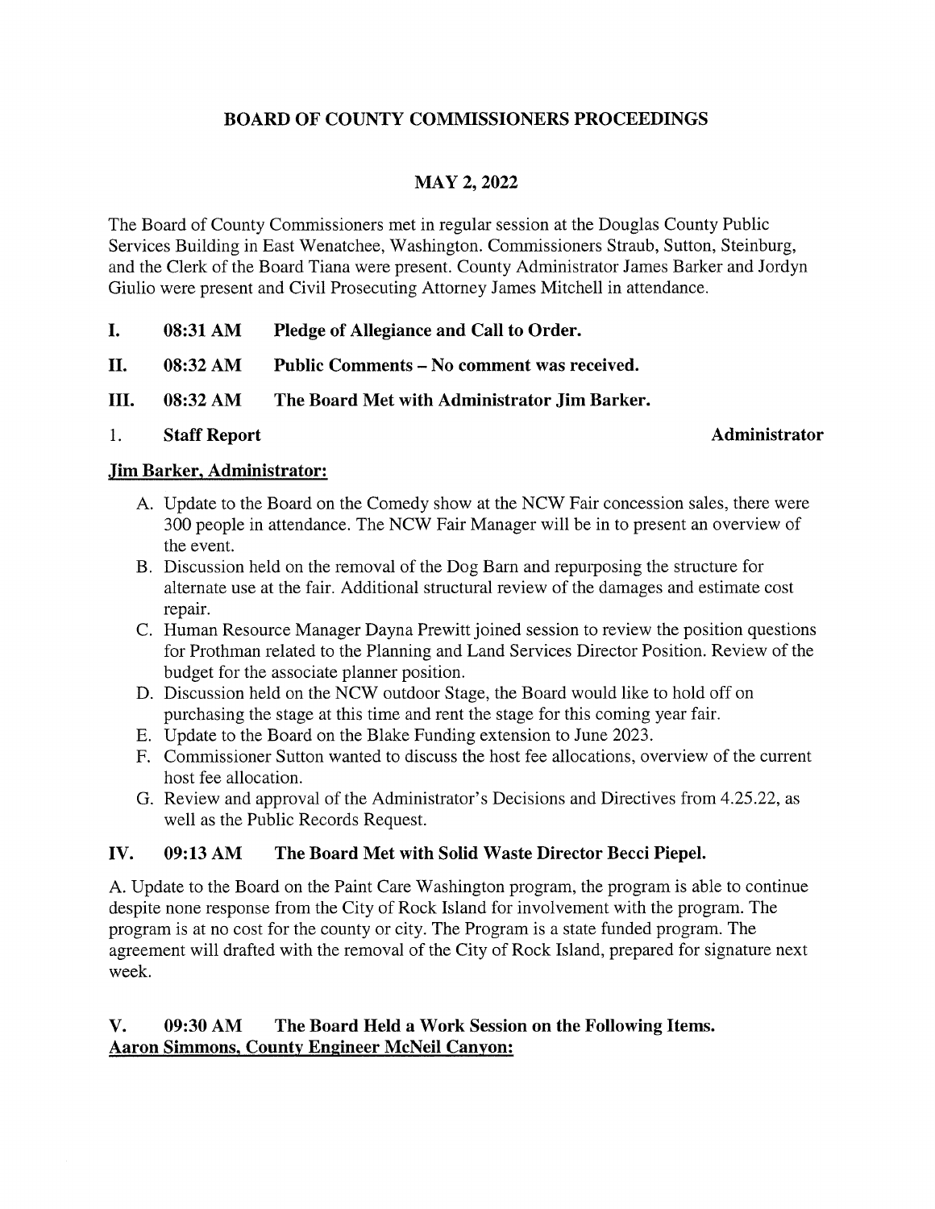# BOARD OF COUNTY COMMISSIONERS PROCEEDINGS

## MAY 2, 2022

The Board of County Commissioners met in regular session at the Douglas County Public Services Building in East Wenatchee, Washington. Commissioners Straub, Sutton, Steinburg, and the Clerk of the Board Tiana were present. County Administrator James Barker and Jordyn Giulio were present and Civil Prosecuting Attorney James Mitchell in attendance.

**I. 08:31 AM Pledge of Allegiance and Call to Order.**

**II. 08:32 AM Public Comments – No comment was received.**

**III. 08:32 AM The Board Met with Administrator Jim Barker.**

1. **Staff Report** **Administrator**

**Jim Barker, Administrator:**

A. Update to the Board on the Comedy show at the NCW Fair concession sales, there were 300 people in attendance. The NCW Fair Manager will be in to present an overview of the event.
B. Discussion held on the removal of the Dog Barn and repurposing the structure for alternate use at the fair. Additional structural review of the damages and estimate cost repair.
C. Human Resource Manager Dayna Prewitt joined session to review the position questions for Prothman related to the Planning and Land Services Director Position. Review of the budget for the associate planner position.
D. Discussion held on the NCW outdoor Stage, the Board would like to hold off on purchasing the stage at this time and rent the stage for this coming year fair.
E. Update to the Board on the Blake Funding extension to June 2023.
F. Commissioner Sutton wanted to discuss the host fee allocations, overview of the current host fee allocation.
G. Review and approval of the Administrator's Decisions and Directives from 4.25.22, as well as the Public Records Request.

**IV. 09:13 AM The Board Met with Solid Waste Director Becci Piepel.**

A. Update to the Board on the Paint Care Washington program, the program is able to continue despite none response from the City of Rock Island for involvement with the program. The program is at no cost for the county or city. The Program is a state funded program. The agreement will drafted with the removal of the City of Rock Island, prepared for signature next week.

**V. 09:30 AM The Board Held a Work Session on the Following Items.**
**Aaron Simmons, County Engineer McNeil Canyon:**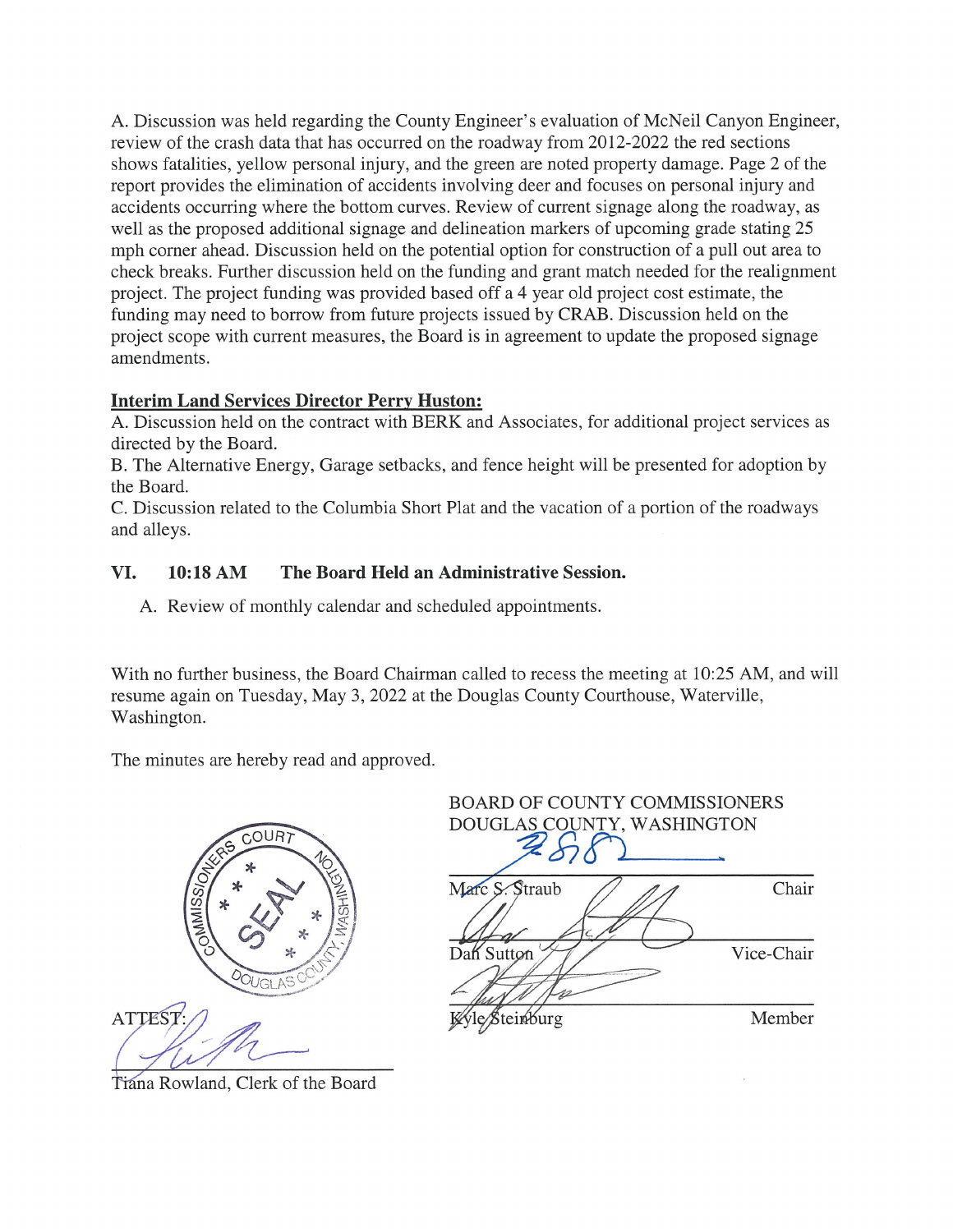A. Discussion was held regarding the County Engineer's evaluation of McNeil Canyon Engineer, review of the crash data that has occurred on the roadway from 2012-2022 the red sections shows fatalities, yellow personal injury, and the green are noted property damage. Page 2 of the report provides the elimination of accidents involving deer and focuses on personal injury and accidents occurring where the bottom curves. Review of current signage along the roadway, as well as the proposed additional signage and delineation markers of upcoming grade stating 25 mph corner ahead. Discussion held on the potential option for construction of a pull out area to check breaks. Further discussion held on the funding and grant match needed for the realignment project. The project funding was provided based off a 4 year old project cost estimate, the funding may need to borrow from future projects issued by CRAB. Discussion held on the project scope with current measures, the Board is in agreement to update the proposed signage amendments.

**Interim Land Services Director Perry Huston:**

A. Discussion held on the contract with BERK and Associates, for additional project services as directed by the Board.

B. The Alternative Energy, Garage setbacks, and fence height will be presented for adoption by the Board.

C. Discussion related to the Columbia Short Plat and the vacation of a portion of the roadways and alleys.

### VI. 10:18 AM The Board Held an Administrative Session.

A. Review of monthly calendar and scheduled appointments.

With no further business, the Board Chairman called to recess the meeting at 10:25 AM, and will resume again on Tuesday, May 3, 2022 at the Douglas County Courthouse, Waterville, Washington.

The minutes are hereby read and approved.

BOARD OF COUNTY COMMISSIONERS
DOUGLAS COUNTY, WASHINGTON

| | |
|---|---|
| Marc S. Straub | Chair |
| Dan Sutton | Vice-Chair |
| Kyle Steinburg | Member |

COMMISSIONERS COURT SEAL DOUGLAS COUNTY, WASHINGTON

ATTEST:

Tiana Rowland, Clerk of the Board